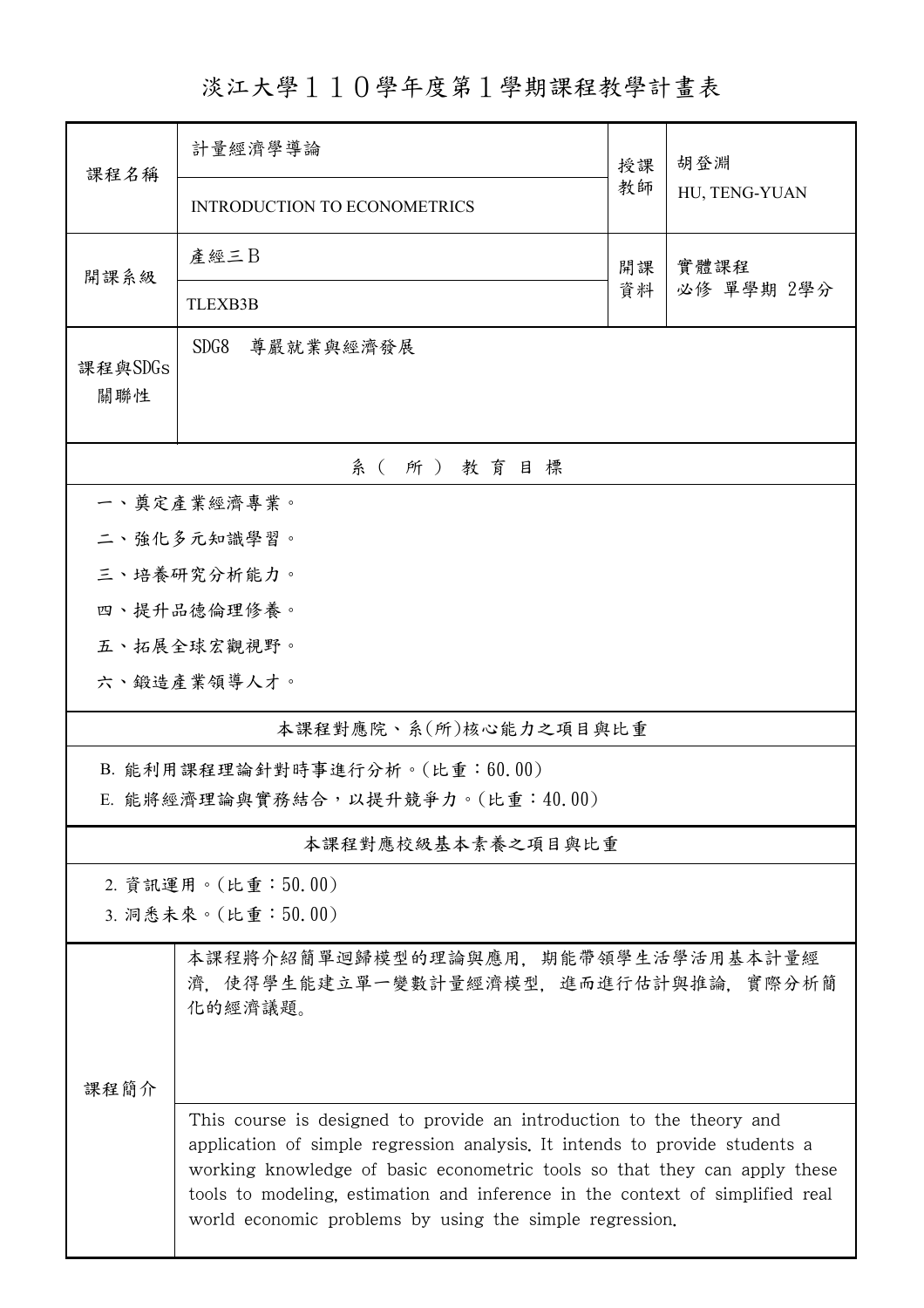# 淡江大學１１０學年度第１學期課程教學計畫表

| 課程名稱 | 計量經濟學導論<br>INTRODUCTION TO ECONOMETRICS | 授課教師 | 胡登淵<br>HU, TENG-YUAN |
|---|---|---|---|
| 開課系級 | 產經三Ｂ<br>TLEXB3B | 開課資料 | 實體課程<br>必修 單學期 2學分 |
| 課程與SDGs關聯性 | SDG8　尊嚴就業與經濟發展 | | |

## 系（所）教育目標

一、奠定產業經濟專業。

二、強化多元知識學習。

三、培養研究分析能力。

四、提升品德倫理修養。

五、拓展全球宏觀視野。

六、鍛造產業領導人才。

## 本課程對應院、系(所)核心能力之項目與比重

B. 能利用課程理論針對時事進行分析。(比重：60.00)

E. 能將經濟理論與實務結合，以提升競爭力。(比重：40.00)

## 本課程對應校級基本素養之項目與比重

2. 資訊運用。(比重：50.00)

3. 洞悉未來。(比重：50.00)

## 課程簡介

本課程將介紹簡單迴歸模型的理論與應用，期能帶領學生活學活用基本計量經濟，使得學生能建立單一變數計量經濟模型，進而進行估計與推論，實際分析簡化的經濟議題。

This course is designed to provide an introduction to the theory and application of simple regression analysis. It intends to provide students a working knowledge of basic econometric tools so that they can apply these tools to modeling, estimation and inference in the context of simplified real world economic problems by using the simple regression.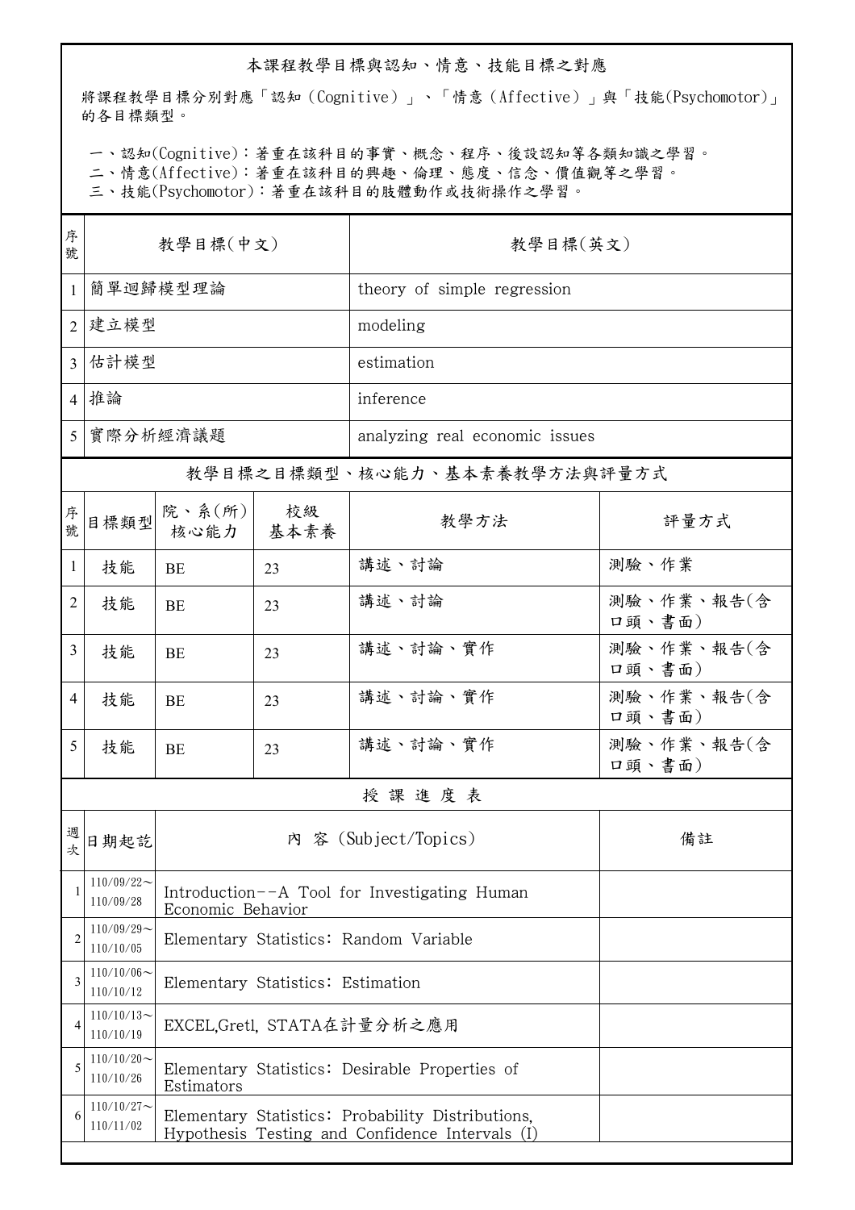## 本課程教學目標與認知、情意、技能目標之對應

將課程教學目標分別對應「認知（Cognitive）」、「情意（Affective）」與「技能(Psychomotor)」的各目標類型。

一、認知(Cognitive)：著重在該科目的事實、概念、程序、後設認知等各類知識之學習。
二、情意(Affective)：著重在該科目的興趣、倫理、態度、信念、價值觀等之學習。
三、技能(Psychomotor)：著重在該科目的肢體動作或技術操作之學習。

| 序號 | 教學目標(中文) | 教學目標(英文) |
|---|---|---|
| 1 | 簡單迴歸模型理論 | theory of simple regression |
| 2 | 建立模型 | modeling |
| 3 | 估計模型 | estimation |
| 4 | 推論 | inference |
| 5 | 實際分析經濟議題 | analyzing real economic issues |

## 教學目標之目標類型、核心能力、基本素養教學方法與評量方式

| 序號 | 目標類型 | 院、系(所)核心能力 | 校級基本素養 | 教學方法 | 評量方式 |
|---|---|---|---|---|---|
| 1 | 技能 | BE | 23 | 講述、討論 | 測驗、作業 |
| 2 | 技能 | BE | 23 | 講述、討論 | 測驗、作業、報告(含口頭、書面) |
| 3 | 技能 | BE | 23 | 講述、討論、實作 | 測驗、作業、報告(含口頭、書面) |
| 4 | 技能 | BE | 23 | 講述、討論、實作 | 測驗、作業、報告(含口頭、書面) |
| 5 | 技能 | BE | 23 | 講述、討論、實作 | 測驗、作業、報告(含口頭、書面) |

## 授 課 進 度 表

| 週次 | 日期起訖 | 內 容 (Subject/Topics) | 備註 |
|---|---|---|---|
| 1 | 110/09/22～110/09/28 | Introduction--A Tool for Investigating Human Economic Behavior | |
| 2 | 110/09/29～110/10/05 | Elementary Statistics: Random Variable | |
| 3 | 110/10/06～110/10/12 | Elementary Statistics: Estimation | |
| 4 | 110/10/13～110/10/19 | EXCEL,Gretl, STATA在計量分析之應用 | |
| 5 | 110/10/20～110/10/26 | Elementary Statistics: Desirable Properties of Estimators | |
| 6 | 110/10/27～110/11/02 | Elementary Statistics: Probability Distributions, Hypothesis Testing and Confidence Intervals (I) | |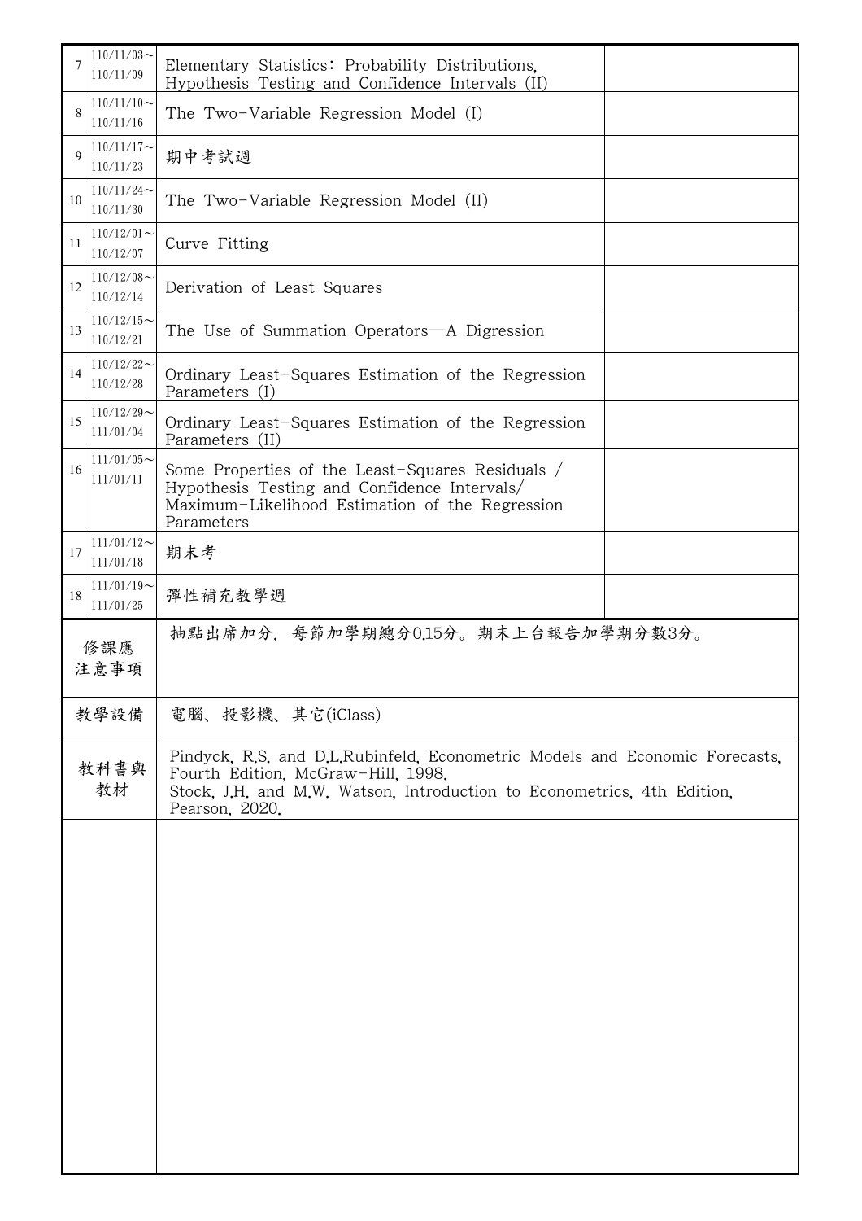| | | | |
|---|---|---|---|
| 7 | 110/11/03～110/11/09 | Elementary Statistics: Probability Distributions, Hypothesis Testing and Confidence Intervals (II) | |
| 8 | 110/11/10～110/11/16 | The Two-Variable Regression Model (I) | |
| 9 | 110/11/17～110/11/23 | 期中考試週 | |
| 10 | 110/11/24～110/11/30 | The Two-Variable Regression Model (II) | |
| 11 | 110/12/01～110/12/07 | Curve Fitting | |
| 12 | 110/12/08～110/12/14 | Derivation of Least Squares | |
| 13 | 110/12/15～110/12/21 | The Use of Summation Operators—A Digression | |
| 14 | 110/12/22～110/12/28 | Ordinary Least-Squares Estimation of the Regression Parameters (I) | |
| 15 | 110/12/29～111/01/04 | Ordinary Least-Squares Estimation of the Regression Parameters (II) | |
| 16 | 111/01/05～111/01/11 | Some Properties of the Least-Squares Residuals / Hypothesis Testing and Confidence Intervals/ Maximum-Likelihood Estimation of the Regression Parameters | |
| 17 | 111/01/12～111/01/18 | 期末考 | |
| 18 | 111/01/19～111/01/25 | 彈性補充教學週 | |

| | |
|---|---|
| 修課應注意事項 | 抽點出席加分，每節加學期總分0.15分。期末上台報告加學期分數3分。 |
| 教學設備 | 電腦、投影機、其它(iClass) |
| 教科書與教材 | Pindyck, R.S. and D.L.Rubinfeld, Econometric Models and Economic Forecasts, Fourth Edition, McGraw-Hill, 1998.<br>Stock, J.H. and M.W. Watson, Introduction to Econometrics, 4th Edition, Pearson, 2020. |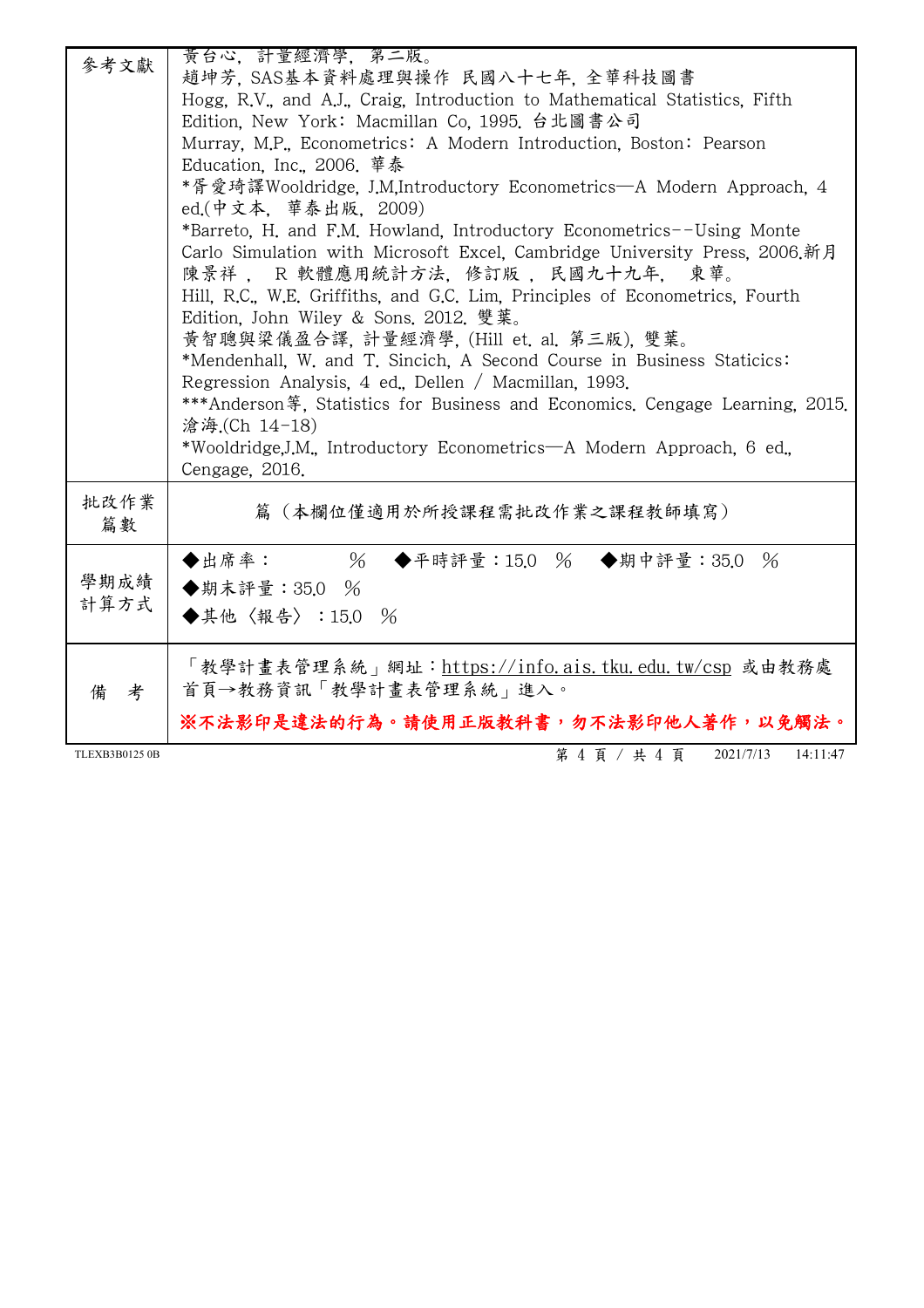| | |
|---|---|
| 參考文獻 | 黃台心，計量經濟學，第二版。<br>趙坤芳，SAS基本資料處理與操作 民國八十七年，全華科技圖書<br>Hogg, R.V., and A.J., Craig, Introduction to Mathematical Statistics, Fifth Edition, New York: Macmillan Co, 1995. 台北圖書公司<br>Murray, M.P., Econometrics: A Modern Introduction, Boston: Pearson Education, Inc., 2006. 華泰<br>*胥愛琦譯Wooldridge, J.M,Introductory Econometrics—A Modern Approach, 4 ed.(中文本, 華泰出版, 2009)<br>*Barreto, H. and F.M. Howland, Introductory Econometrics--Using Monte Carlo Simulation with Microsoft Excel, Cambridge University Press, 2006.新月<br>陳景祥， R 軟體應用統計方法, 修訂版， 民國九十九年， 東華。<br>Hill, R.C., W.E. Griffiths, and G.C. Lim, Principles of Econometrics, Fourth Edition, John Wiley & Sons. 2012. 雙葉。<br>黃智聰與梁儀盈合譯，計量經濟學，(Hill et. al. 第三版)，雙葉。<br>*Mendenhall, W. and T. Sincich, A Second Course in Business Staticics: Regression Analysis, 4 ed., Dellen / Macmillan, 1993.<br>***Anderson等, Statistics for Business and Economics. Cengage Learning, 2015. 滄海.(Ch 14-18)<br>*Wooldridge,J.M., Introductory Econometrics—A Modern Approach, 6 ed., Cengage, 2016. |
| 批改作業篇數 | 篇（本欄位僅適用於所授課程需批改作業之課程教師填寫） |
| 學期成績計算方式 | ◆出席率：　　%　◆平時評量：15.0　%　◆期中評量：35.0　%<br>◆期末評量：35.0　%<br>◆其他〈報告〉：15.0　% |
| 備　考 | 「教學計畫表管理系統」網址：https://info.ais.tku.edu.tw/csp 或由教務處首頁→教務資訊「教學計畫表管理系統」進入。<br>**※不法影印是違法的行為。請使用正版教科書，勿不法影印他人著作，以免觸法。** |

TLEXB3B0125 0B　　2021/7/13　14:11:47